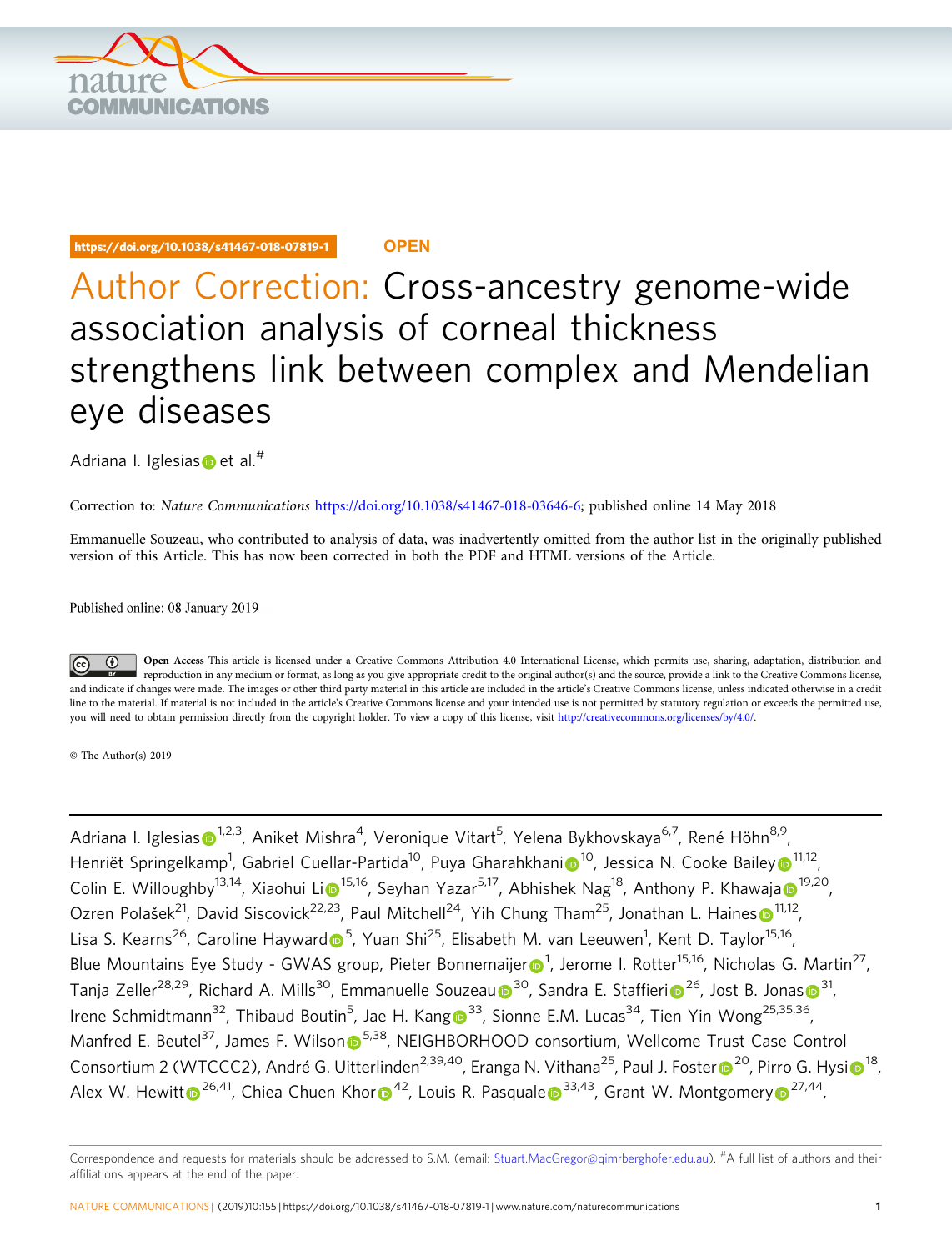https://doi.org/10.1038/s41467-018-07819-1

OPEN

# Author Correction: Cross-ancestry genome-wide association analysis of corneal thickness strengthens link between complex and Mendelian eye diseases

Adriana I. Iglesias et al.#

Correction to: *Nature Communications* https://doi.org/10.1038/s41467-018-03646-6; published online 14 May 2018

Emmanuelle Souzeau, who contributed to analysis of data, was inadvertently omitted from the author list in the originally published version of this Article. This has now been corrected in both the PDF and HTML versions of the Article.

Published online: 08 January 2019

**Open Access** This article is licensed under a Creative Commons Attribution 4.0 International License, which permits use, sharing, adaptation, distribution and reproduction in any medium or format, as long as you give appropriate credit to the original author(s) and the source, provide a link to the Creative Commons license, and indicate if changes were made. The images or other third party material in this article are included in the article's Creative Commons license, unless indicated otherwise in a credit line to the material. If material is not included in the article's Creative Commons license and your intended use is not permitted by statutory regulation or exceeds the permitted use, you will need to obtain permission directly from the copyright holder. To view a copy of this license, visit http://creativecommons.org/licenses/by/4.0/.

© The Author(s) 2019

Adriana I. Iglesias[1,2,3], Aniket Mishra[4], Veronique Vitart[5], Yelena Bykhovskaya[6,7], René Höhn[8,9], Henriët Springelkamp[1], Gabriel Cuellar-Partida[10], Puya Gharahkhani[10], Jessica N. Cooke Bailey[11,12], Colin E. Willoughby[13,14], Xiaohui Li[15,16], Seyhan Yazar[5,17], Abhishek Nag[18], Anthony P. Khawaja[19,20], Ozren Polašek[21], David Siscovick[22,23], Paul Mitchell[24], Yih Chung Tham[25], Jonathan L. Haines[11,12], Lisa S. Kearns[26], Caroline Hayward[5], Yuan Shi[25], Elisabeth M. van Leeuwen[1], Kent D. Taylor[15,16], Blue Mountains Eye Study - GWAS group, Pieter Bonnemaijer[1], Jerome I. Rotter[15,16], Nicholas G. Martin[27], Tanja Zeller[28,29], Richard A. Mills[30], Emmanuelle Souzeau[30], Sandra E. Staffieri[26], Jost B. Jonas[31], Irene Schmidtmann[32], Thibaud Boutin[5], Jae H. Kang[33], Sionne E.M. Lucas[34], Tien Yin Wong[25,35,36], Manfred E. Beutel[37], James F. Wilson[5,38], NEIGHBORHOOD consortium, Wellcome Trust Case Control Consortium 2 (WTCCC2), André G. Uitterlinden[2,39,40], Eranga N. Vithana[25], Paul J. Foster[20], Pirro G. Hysi[18], Alex W. Hewitt[26,41], Chiea Chuen Khor[42], Louis R. Pasquale[33,43], Grant W. Montgomery[27,44],

Correspondence and requests for materials should be addressed to S.M. (email: Stuart.MacGregor@qimrberghofer.edu.au). #A full list of authors and their affiliations appears at the end of the paper.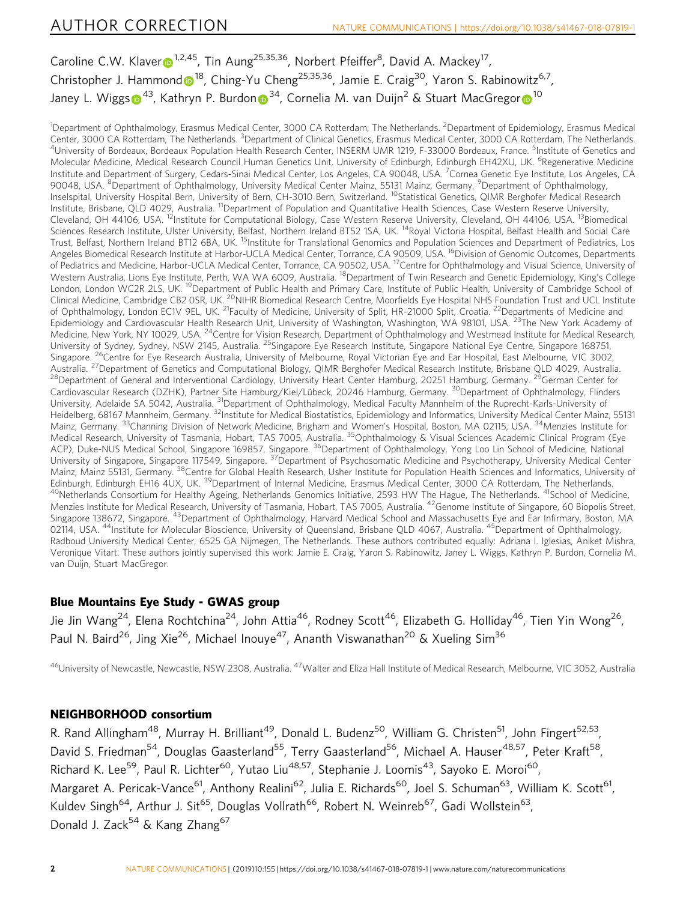Caroline C.W. Klaver[1,2,45], Tin Aung[25,35,36], Norbert Pfeiffer[8], David A. Mackey[17], Christopher J. Hammond[18], Ching-Yu Cheng[25,35,36], Jamie E. Craig[30], Yaron S. Rabinowitz[6,7], Janey L. Wiggs[43], Kathryn P. Burdon[34], Cornelia M. van Duijn[2] & Stuart MacGregor[10]

[1]Department of Ophthalmology, Erasmus Medical Center, 3000 CA Rotterdam, The Netherlands. [2]Department of Epidemiology, Erasmus Medical Center, 3000 CA Rotterdam, The Netherlands. [3]Department of Clinical Genetics, Erasmus Medical Center, 3000 CA Rotterdam, The Netherlands. [4]University of Bordeaux, Bordeaux Population Health Research Center, INSERM UMR 1219, F-33000 Bordeaux, France. [5]Institute of Genetics and Molecular Medicine, Medical Research Council Human Genetics Unit, University of Edinburgh, Edinburgh EH42XU, UK. [6]Regenerative Medicine Institute and Department of Surgery, Cedars-Sinai Medical Center, Los Angeles, CA 90048, USA. [7]Cornea Genetic Eye Institute, Los Angeles, CA 90048, USA. [8]Department of Ophthalmology, University Medical Center Mainz, 55131 Mainz, Germany. [9]Department of Ophthalmology, Inselspital, University Hospital Bern, University of Bern, CH-3010 Bern, Switzerland. [10]Statistical Genetics, QIMR Berghofer Medical Research Institute, Brisbane, QLD 4029, Australia. [11]Department of Population and Quantitative Health Sciences, Case Western Reserve University, Cleveland, OH 44106, USA. [12]Institute for Computational Biology, Case Western Reserve University, Cleveland, OH 44106, USA. [13]Biomedical Sciences Research Institute, Ulster University, Belfast, Northern Ireland BT52 1SA, UK. [14]Royal Victoria Hospital, Belfast Health and Social Care Trust, Belfast, Northern Ireland BT12 6BA, UK. [15]Institute for Translational Genomics and Population Sciences and Department of Pediatrics, Los Angeles Biomedical Research Institute at Harbor-UCLA Medical Center, Torrance, CA 90509, USA. [16]Division of Genomic Outcomes, Departments of Pediatrics and Medicine, Harbor-UCLA Medical Center, Torrance, CA 90502, USA. [17]Centre for Ophthalmology and Visual Science, University of Western Australia, Lions Eye Institute, Perth, WA WA 6009, Australia. [18]Department of Twin Research and Genetic Epidemiology, King's College London, London WC2R 2LS, UK. [19]Department of Public Health and Primary Care, Institute of Public Health, University of Cambridge School of Clinical Medicine, Cambridge CB2 0SR, UK. [20]NIHR Biomedical Research Centre, Moorfields Eye Hospital NHS Foundation Trust and UCL Institute of Ophthalmology, London EC1V 9EL, UK. [21]Faculty of Medicine, University of Split, HR-21000 Split, Croatia. [22]Departments of Medicine and Epidemiology and Cardiovascular Health Research Unit, University of Washington, Washington, WA 98101, USA. [23]The New York Academy of Medicine, New York, NY 10029, USA. [24]Centre for Vision Research, Department of Ophthalmology and Westmead Institute for Medical Research, University of Sydney, Sydney, NSW 2145, Australia. [25]Singapore Eye Research Institute, Singapore National Eye Centre, Singapore 168751, Singapore. [26]Centre for Eye Research Australia, University of Melbourne, Royal Victorian Eye and Ear Hospital, East Melbourne, VIC 3002, Australia. [27]Department of Genetics and Computational Biology, QIMR Berghofer Medical Research Institute, Brisbane QLD 4029, Australia. [28]Department of General and Interventional Cardiology, University Heart Center Hamburg, 20251 Hamburg, Germany. [29]German Center for Cardiovascular Research (DZHK), Partner Site Hamburg/Kiel/Lübeck, 20246 Hamburg, Germany. [30]Department of Ophthalmology, Flinders University, Adelaide SA 5042, Australia. [31]Department of Ophthalmology, Medical Faculty Mannheim of the Ruprecht-Karls-University of Heidelberg, 68167 Mannheim, Germany. [32]Institute for Medical Biostatistics, Epidemiology and Informatics, University Medical Center Mainz, 55131 Mainz, Germany. [33]Channing Division of Network Medicine, Brigham and Women's Hospital, Boston, MA 02115, USA. [34]Menzies Institute for Medical Research, University of Tasmania, Hobart, TAS 7005, Australia. [35]Ophthalmology & Visual Sciences Academic Clinical Program (Eye ACP), Duke-NUS Medical School, Singapore 169857, Singapore. [36]Department of Ophthalmology, Yong Loo Lin School of Medicine, National University of Singapore, Singapore 117549, Singapore. [37]Department of Psychosomatic Medicine and Psychotherapy, University Medical Center Mainz, Mainz 55131, Germany. [38]Centre for Global Health Research, Usher Institute for Population Health Sciences and Informatics, University of Edinburgh, Edinburgh EH16 4UX, UK. [39]Department of Internal Medicine, Erasmus Medical Center, 3000 CA Rotterdam, The Netherlands. [40]Netherlands Consortium for Healthy Ageing, Netherlands Genomics Initiative, 2593 HW The Hague, The Netherlands. [41]School of Medicine, Menzies Institute for Medical Research, University of Tasmania, Hobart, TAS 7005, Australia. [42]Genome Institute of Singapore, 60 Biopolis Street, Singapore 138672, Singapore. [43]Department of Ophthalmology, Harvard Medical School and Massachusetts Eye and Ear Infirmary, Boston, MA 02114, USA. [44]Institute for Molecular Bioscience, University of Queensland, Brisbane QLD 4067, Australia. [45]Department of Ophthalmology, Radboud University Medical Center, 6525 GA Nijmegen, The Netherlands. These authors contributed equally: Adriana I. Iglesias, Aniket Mishra, Veronique Vitart. These authors jointly supervised this work: Jamie E. Craig, Yaron S. Rabinowitz, Janey L. Wiggs, Kathryn P. Burdon, Cornelia M. van Duijn, Stuart MacGregor.

## Blue Mountains Eye Study - GWAS group

Jie Jin Wang[24], Elena Rochtchina[24], John Attia[46], Rodney Scott[46], Elizabeth G. Holliday[46], Tien Yin Wong[26], Paul N. Baird[26], Jing Xie[26], Michael Inouye[47], Ananth Viswanathan[20] & Xueling Sim[36]

[46]University of Newcastle, Newcastle, NSW 2308, Australia. [47]Walter and Eliza Hall Institute of Medical Research, Melbourne, VIC 3052, Australia

## NEIGHBORHOOD consortium

R. Rand Allingham[48], Murray H. Brilliant[49], Donald L. Budenz[50], William G. Christen[51], John Fingert[52,53], David S. Friedman[54], Douglas Gaasterland[55], Terry Gaasterland[56], Michael A. Hauser[48,57], Peter Kraft[58], Richard K. Lee[59], Paul R. Lichter[60], Yutao Liu[48,57], Stephanie J. Loomis[43], Sayoko E. Moroi[60], Margaret A. Pericak-Vance[61], Anthony Realini[62], Julia E. Richards[60], Joel S. Schuman[63], William K. Scott[61], Kuldev Singh[64], Arthur J. Sit[65], Douglas Vollrath[66], Robert N. Weinreb[67], Gadi Wollstein[63], Donald J. Zack[54] & Kang Zhang[67]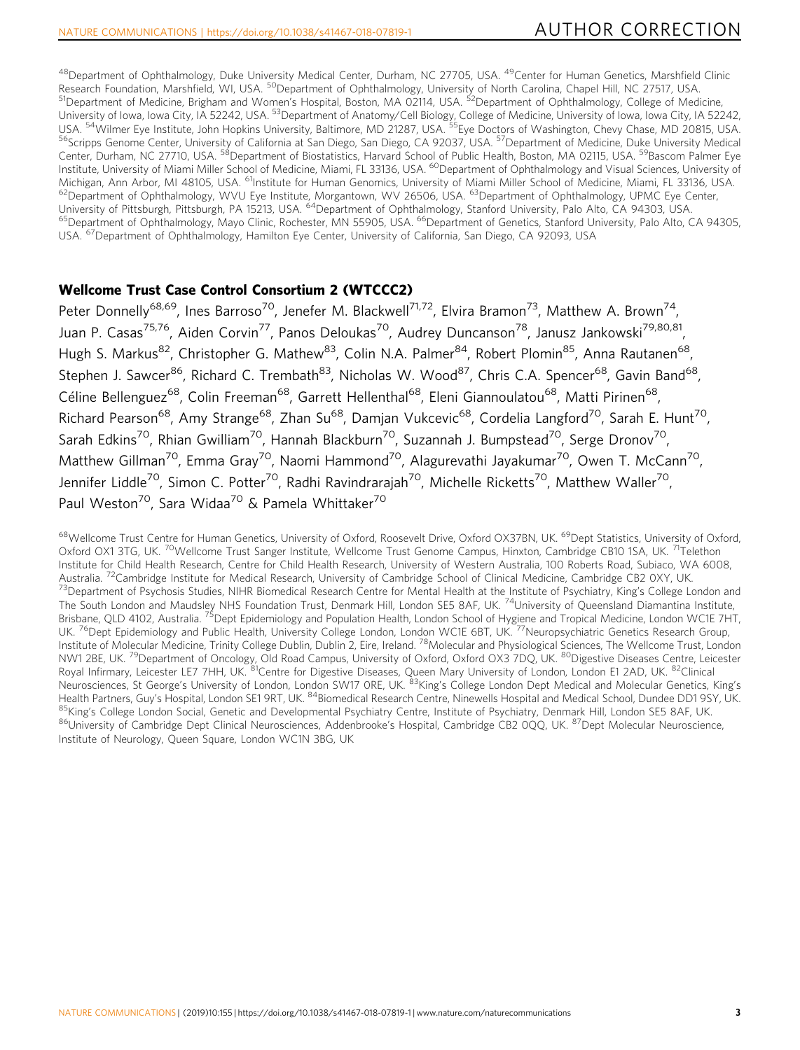[48]Department of Ophthalmology, Duke University Medical Center, Durham, NC 27705, USA. [49]Center for Human Genetics, Marshfield Clinic Research Foundation, Marshfield, WI, USA. [50]Department of Ophthalmology, University of North Carolina, Chapel Hill, NC 27517, USA. [51]Department of Medicine, Brigham and Women's Hospital, Boston, MA 02114, USA. [52]Department of Ophthalmology, College of Medicine, University of Iowa, Iowa City, IA 52242, USA. [53]Department of Anatomy/Cell Biology, College of Medicine, University of Iowa, Iowa City, IA 52242, USA. [54]Wilmer Eye Institute, John Hopkins University, Baltimore, MD 21287, USA. [55]Eye Doctors of Washington, Chevy Chase, MD 20815, USA. [56]Scripps Genome Center, University of California at San Diego, San Diego, CA 92037, USA. [57]Department of Medicine, Duke University Medical Center, Durham, NC 27710, USA. [58]Department of Biostatistics, Harvard School of Public Health, Boston, MA 02115, USA. [59]Bascom Palmer Eye Institute, University of Miami Miller School of Medicine, Miami, FL 33136, USA. [60]Department of Ophthalmology and Visual Sciences, University of Michigan, Ann Arbor, MI 48105, USA. [61]Institute for Human Genomics, University of Miami Miller School of Medicine, Miami, FL 33136, USA. [62]Department of Ophthalmology, WVU Eye Institute, Morgantown, WV 26506, USA. [63]Department of Ophthalmology, UPMC Eye Center, University of Pittsburgh, Pittsburgh, PA 15213, USA. [64]Department of Ophthalmology, Stanford University, Palo Alto, CA 94303, USA. [65]Department of Ophthalmology, Mayo Clinic, Rochester, MN 55905, USA. [66]Department of Genetics, Stanford University, Palo Alto, CA 94305, USA. [67]Department of Ophthalmology, Hamilton Eye Center, University of California, San Diego, CA 92093, USA

## Wellcome Trust Case Control Consortium 2 (WTCCC2)

Peter Donnelly[68,69], Ines Barroso[70], Jenefer M. Blackwell[71,72], Elvira Bramon[73], Matthew A. Brown[74], Juan P. Casas[75,76], Aiden Corvin[77], Panos Deloukas[70], Audrey Duncanson[78], Janusz Jankowski[79,80,81], Hugh S. Markus[82], Christopher G. Mathew[83], Colin N.A. Palmer[84], Robert Plomin[85], Anna Rautanen[68], Stephen J. Sawcer[86], Richard C. Trembath[83], Nicholas W. Wood[87], Chris C.A. Spencer[68], Gavin Band[68], Céline Bellenguez[68], Colin Freeman[68], Garrett Hellenthal[68], Eleni Giannoulatou[68], Matti Pirinen[68], Richard Pearson[68], Amy Strange[68], Zhan Su[68], Damjan Vukcevic[68], Cordelia Langford[70], Sarah E. Hunt[70], Sarah Edkins[70], Rhian Gwilliam[70], Hannah Blackburn[70], Suzannah J. Bumpstead[70], Serge Dronov[70], Matthew Gillman[70], Emma Gray[70], Naomi Hammond[70], Alagurevathi Jayakumar[70], Owen T. McCann[70], Jennifer Liddle[70], Simon C. Potter[70], Radhi Ravindrarajah[70], Michelle Ricketts[70], Matthew Waller[70], Paul Weston[70], Sara Widaa[70] & Pamela Whittaker[70]

[68]Wellcome Trust Centre for Human Genetics, University of Oxford, Roosevelt Drive, Oxford OX37BN, UK. [69]Dept Statistics, University of Oxford, Oxford OX1 3TG, UK. [70]Wellcome Trust Sanger Institute, Wellcome Trust Genome Campus, Hinxton, Cambridge CB10 1SA, UK. [71]Telethon Institute for Child Health Research, Centre for Child Health Research, University of Western Australia, 100 Roberts Road, Subiaco, WA 6008, Australia. [72]Cambridge Institute for Medical Research, University of Cambridge School of Clinical Medicine, Cambridge CB2 0XY, UK. [73]Department of Psychosis Studies, NIHR Biomedical Research Centre for Mental Health at the Institute of Psychiatry, King's College London and The South London and Maudsley NHS Foundation Trust, Denmark Hill, London SE5 8AF, UK. [74]University of Queensland Diamantina Institute, Brisbane, QLD 4102, Australia. [75]Dept Epidemiology and Population Health, London School of Hygiene and Tropical Medicine, London WC1E 7HT, UK. [76]Dept Epidemiology and Public Health, University College London, London WC1E 6BT, UK. [77]Neuropsychiatric Genetics Research Group, Institute of Molecular Medicine, Trinity College Dublin, Dublin 2, Eire, Ireland. [78]Molecular and Physiological Sciences, The Wellcome Trust, London NW1 2BE, UK. [79]Department of Oncology, Old Road Campus, University of Oxford, Oxford OX3 7DQ, UK. [80]Digestive Diseases Centre, Leicester Royal Infirmary, Leicester LE7 7HH, UK. [81]Centre for Digestive Diseases, Queen Mary University of London, London E1 2AD, UK. [82]Clinical Neurosciences, St George's University of London, London SW17 0RE, UK. [83]King's College London Dept Medical and Molecular Genetics, King's Health Partners, Guy's Hospital, London SE1 9RT, UK. [84]Biomedical Research Centre, Ninewells Hospital and Medical School, Dundee DD1 9SY, UK. [85]King's College London Social, Genetic and Developmental Psychiatry Centre, Institute of Psychiatry, Denmark Hill, London SE5 8AF, UK. [86]University of Cambridge Dept Clinical Neurosciences, Addenbrooke's Hospital, Cambridge CB2 0QQ, UK. [87]Dept Molecular Neuroscience, Institute of Neurology, Queen Square, London WC1N 3BG, UK